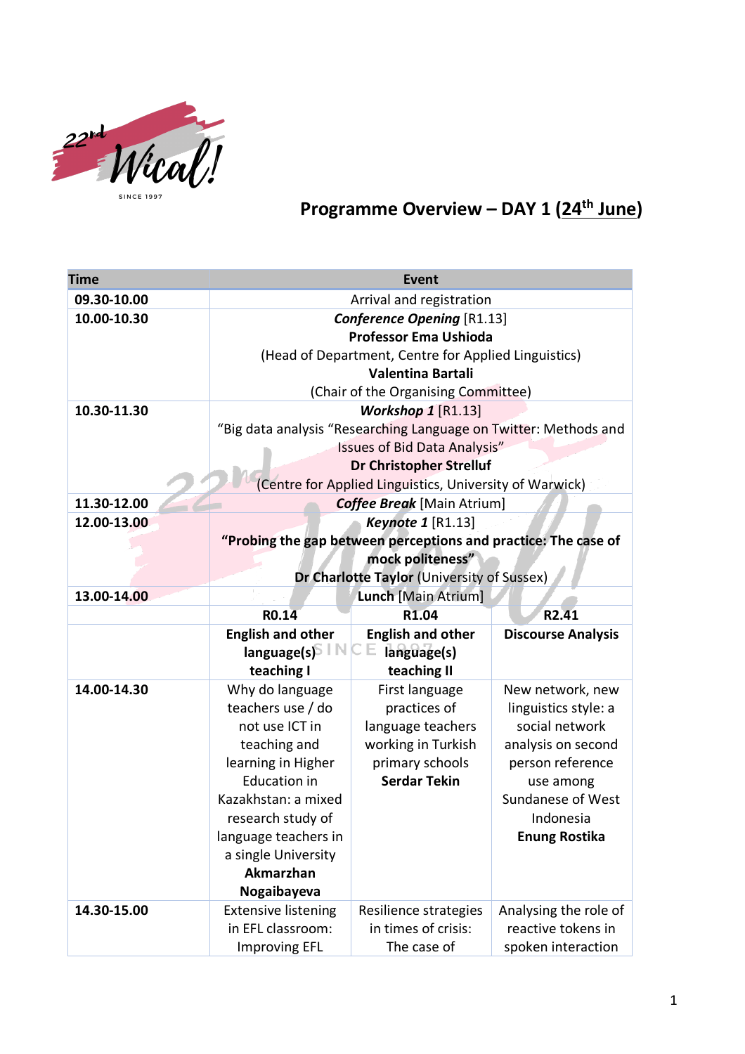# Programme Overview – DAY 1 (24th June)

| Time | Event | | |
|---|---|---|---|
| 09.30-10.00 | Arrival and registration | | |
| 10.00-10.30 | ***Conference Opening*** [R1.13]<br>**Professor Ema Ushioda**<br>(Head of Department, Centre for Applied Linguistics)<br>**Valentina Bartali**<br>(Chair of the Organising Committee) | | |
| 10.30-11.30 | ***Workshop 1*** [R1.13]<br>"Big data analysis "Researching Language on Twitter: Methods and Issues of Bid Data Analysis"<br>**Dr Christopher Strelluf**<br>(Centre for Applied Linguistics, University of Warwick) | | |
| 11.30-12.00 | ***Coffee Break*** [Main Atrium] | | |
| 12.00-13.00 | ***Keynote 1*** [R1.13]<br>**"Probing the gap between perceptions and practice: The case of mock politeness"**<br>**Dr Charlotte Taylor** (University of Sussex) | | |
| 13.00-14.00 | **Lunch** [Main Atrium] | | |
| | **R0.14** | **R1.04** | **R2.41** |
| | **English and other language(s) teaching I** | **English and other language(s) teaching II** | **Discourse Analysis** |
| 14.00-14.30 | Why do language teachers use / do not use ICT in teaching and learning in Higher Education in Kazakhstan: a mixed research study of language teachers in a single University<br>**Akmarzhan Nogaibayeva** | First language practices of language teachers working in Turkish primary schools<br>**Serdar Tekin** | New network, new linguistics style: a social network analysis on second person reference use among Sundanese of West Indonesia<br>**Enung Rostika** |
| 14.30-15.00 | Extensive listening in EFL classroom: Improving EFL | Resilience strategies in times of crisis: The case of | Analysing the role of reactive tokens in spoken interaction |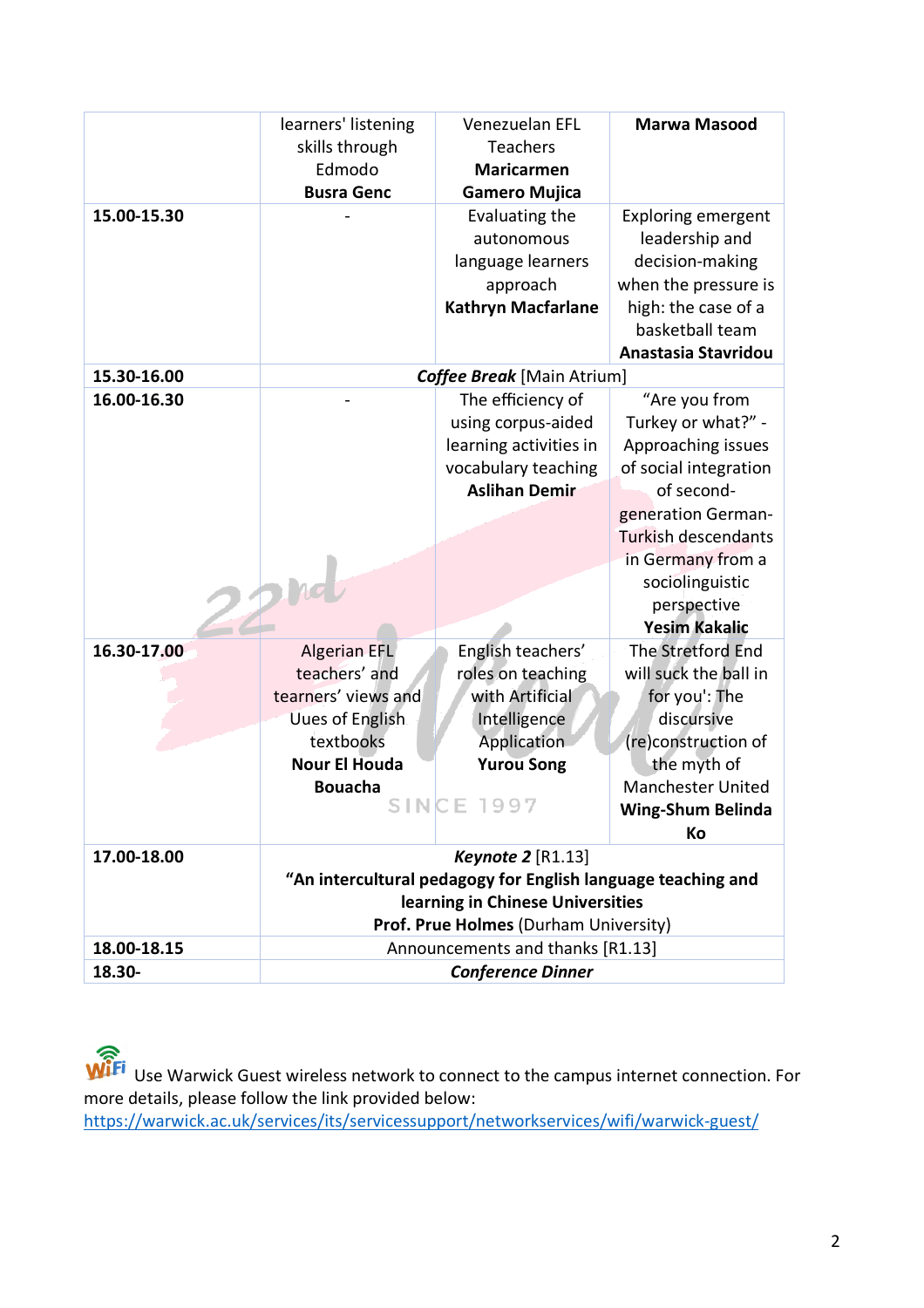| | | | |
|---|---|---|---|
| | learners' listening skills through Edmodo **Busra Genc** | Venezuelan EFL Teachers **Maricarmen Gamero Mujica** | **Marwa Masood** |
| **15.00-15.30** | - | Evaluating the autonomous language learners approach **Kathryn Macfarlane** | Exploring emergent leadership and decision-making when the pressure is high: the case of a basketball team **Anastasia Stavridou** |
| **15.30-16.00** | ***Coffee Break*** [Main Atrium] | | |
| **16.00-16.30** | - | The efficiency of using corpus-aided learning activities in vocabulary teaching **Aslihan Demir** | "Are you from Turkey or what?" - Approaching issues of social integration of second-generation German-Turkish descendants in Germany from a sociolinguistic perspective **Yesim Kakalic** |
| **16.30-17.00** | Algerian EFL teachers' and tearners' views and Uues of English textbooks **Nour El Houda Bouacha** | English teachers' roles on teaching with Artificial Intelligence Application **Yurou Song** | The Stretford End will suck the ball in for you': The discursive (re)construction of the myth of Manchester United **Wing-Shum Belinda Ko** |
| **17.00-18.00** | ***Keynote 2*** [R1.13] **"An intercultural pedagogy for English language teaching and learning in Chinese Universities** **Prof. Prue Holmes** (Durham University) | | |
| **18.00-18.15** | Announcements and thanks [R1.13] | | |
| **18.30-** | ***Conference Dinner*** | | |

Use Warwick Guest wireless network to connect to the campus internet connection. For more details, please follow the link provided below:
https://warwick.ac.uk/services/its/servicessupport/networkservices/wifi/warwick-guest/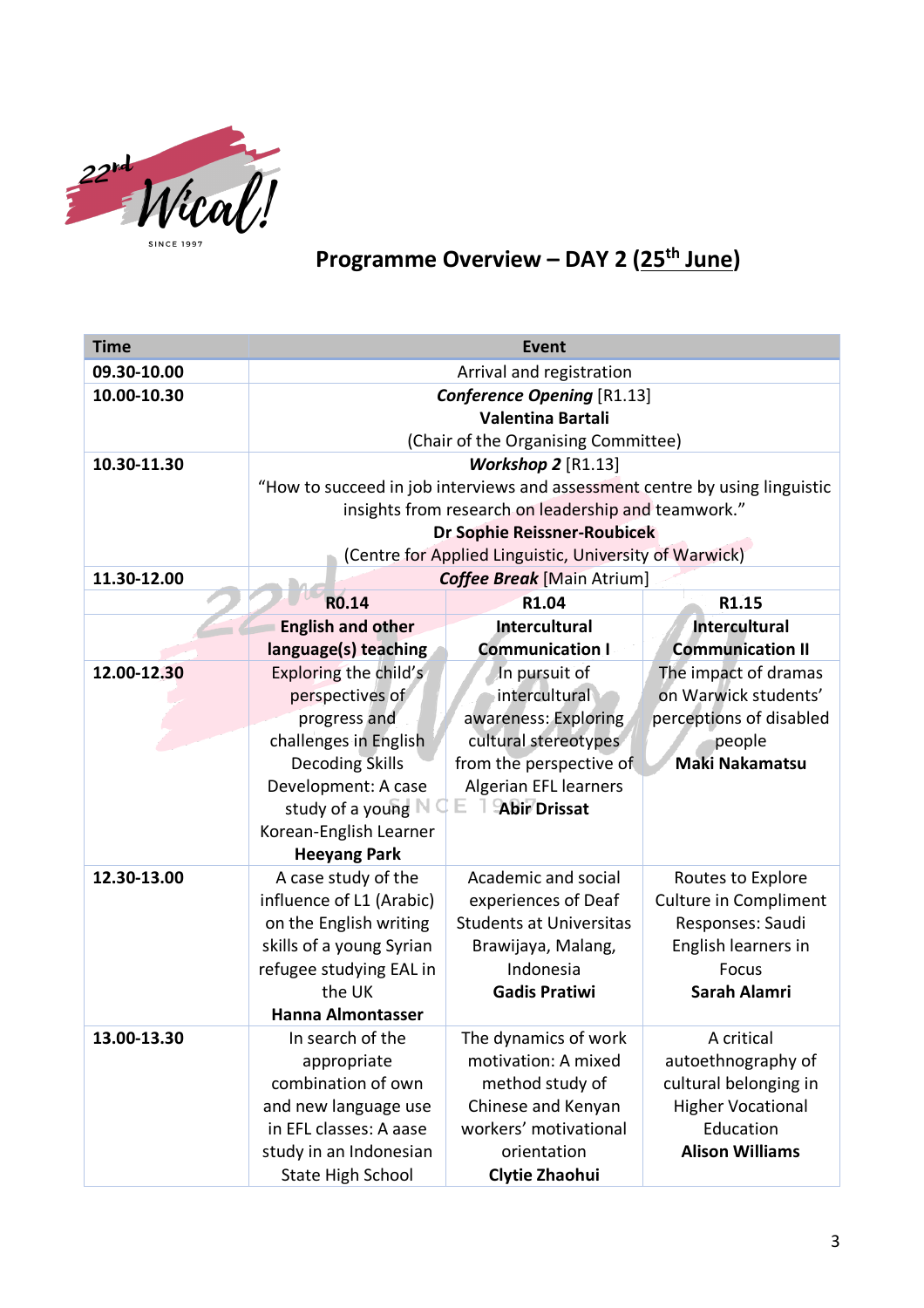## Programme Overview – DAY 2 (25th June)

| Time | Event | | |
|---|---|---|---|
| 09.30-10.00 | Arrival and registration | | |
| 10.00-10.30 | ***Conference Opening*** [R1.13]<br>**Valentina Bartali**<br>(Chair of the Organising Committee) | | |
| 10.30-11.30 | ***Workshop 2*** [R1.13]<br>"How to succeed in job interviews and assessment centre by using linguistic insights from research on leadership and teamwork."<br>**Dr Sophie Reissner-Roubicek**<br>(Centre for Applied Linguistic, University of Warwick) | | |
| 11.30-12.00 | ***Coffee Break*** [Main Atrium] | | |
| | **R0.14** | **R1.04** | **R1.15** |
| | **English and other language(s) teaching** | **Intercultural Communication I** | **Intercultural Communication II** |
| 12.00-12.30 | Exploring the child's perspectives of progress and challenges in English Decoding Skills Development: A case study of a young Korean-English Learner<br>**Heeyang Park** | In pursuit of intercultural awareness: Exploring cultural stereotypes from the perspective of Algerian EFL learners<br>**Abir Drissat** | The impact of dramas on Warwick students' perceptions of disabled people<br>**Maki Nakamatsu** |
| 12.30-13.00 | A case study of the influence of L1 (Arabic) on the English writing skills of a young Syrian refugee studying EAL in the UK<br>**Hanna Almontasser** | Academic and social experiences of Deaf Students at Universitas Brawijaya, Malang, Indonesia<br>**Gadis Pratiwi** | Routes to Explore Culture in Compliment Responses: Saudi English learners in Focus<br>**Sarah Alamri** |
| 13.00-13.30 | In search of the appropriate combination of own and new language use in EFL classes: A aase study in an Indonesian State High School | The dynamics of work motivation: A mixed method study of Chinese and Kenyan workers' motivational orientation<br>**Clytie Zhaohui** | A critical autoethnography of cultural belonging in Higher Vocational Education<br>**Alison Williams** |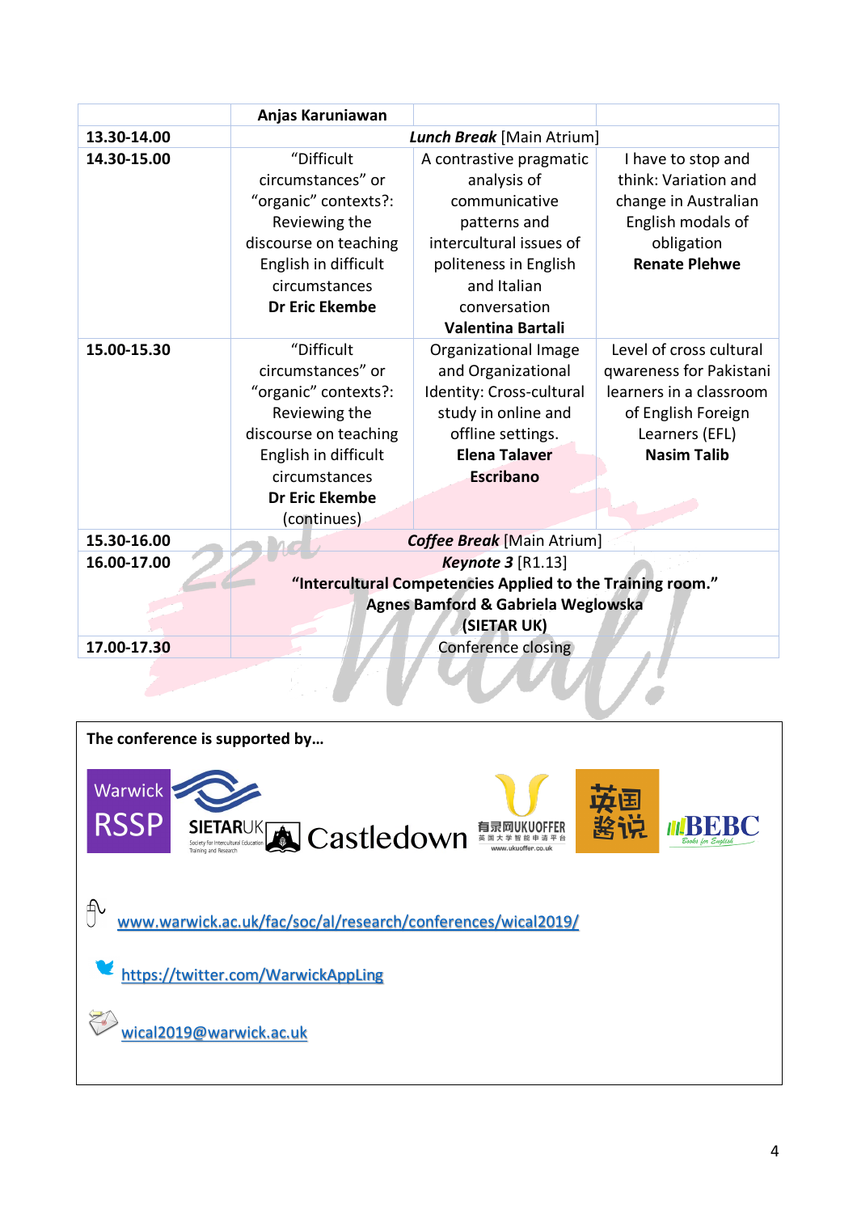| | | | |
|---|---|---|---|
| | **Anjas Karuniawan** | | |
| **13.30-14.00** | ***Lunch Break*** [Main Atrium] | | |
| **14.30-15.00** | "Difficult circumstances" or "organic" contexts?: Reviewing the discourse on teaching English in difficult circumstances **Dr Eric Ekembe** | A contrastive pragmatic analysis of communicative patterns and intercultural issues of politeness in English and Italian conversation **Valentina Bartali** | I have to stop and think: Variation and change in Australian English modals of obligation **Renate Plehwe** |
| **15.00-15.30** | "Difficult circumstances" or "organic" contexts?: Reviewing the discourse on teaching English in difficult circumstances **Dr Eric Ekembe** (continues) | Organizational Image and Organizational Identity: Cross-cultural study in online and offline settings. **Elena Talaver Escribano** | Level of cross cultural qwareness for Pakistani learners in a classroom of English Foreign Learners (EFL) **Nasim Talib** |
| **15.30-16.00** | ***Coffee Break*** [Main Atrium] | | |
| **16.00-17.00** | ***Keynote 3*** [R1.13] **"Intercultural Competencies Applied to the Training room." Agnes Bamford & Gabriela Weglowska (SIETAR UK)** | | |
| **17.00-17.30** | Conference closing | | |

**The conference is supported by…**

Warwick RSSP, SIETAR UK, Castledown, UKOUFFER, BEBC

www.warwick.ac.uk/fac/soc/al/research/conferences/wical2019/

https://twitter.com/WarwickAppLing

wical2019@warwick.ac.uk